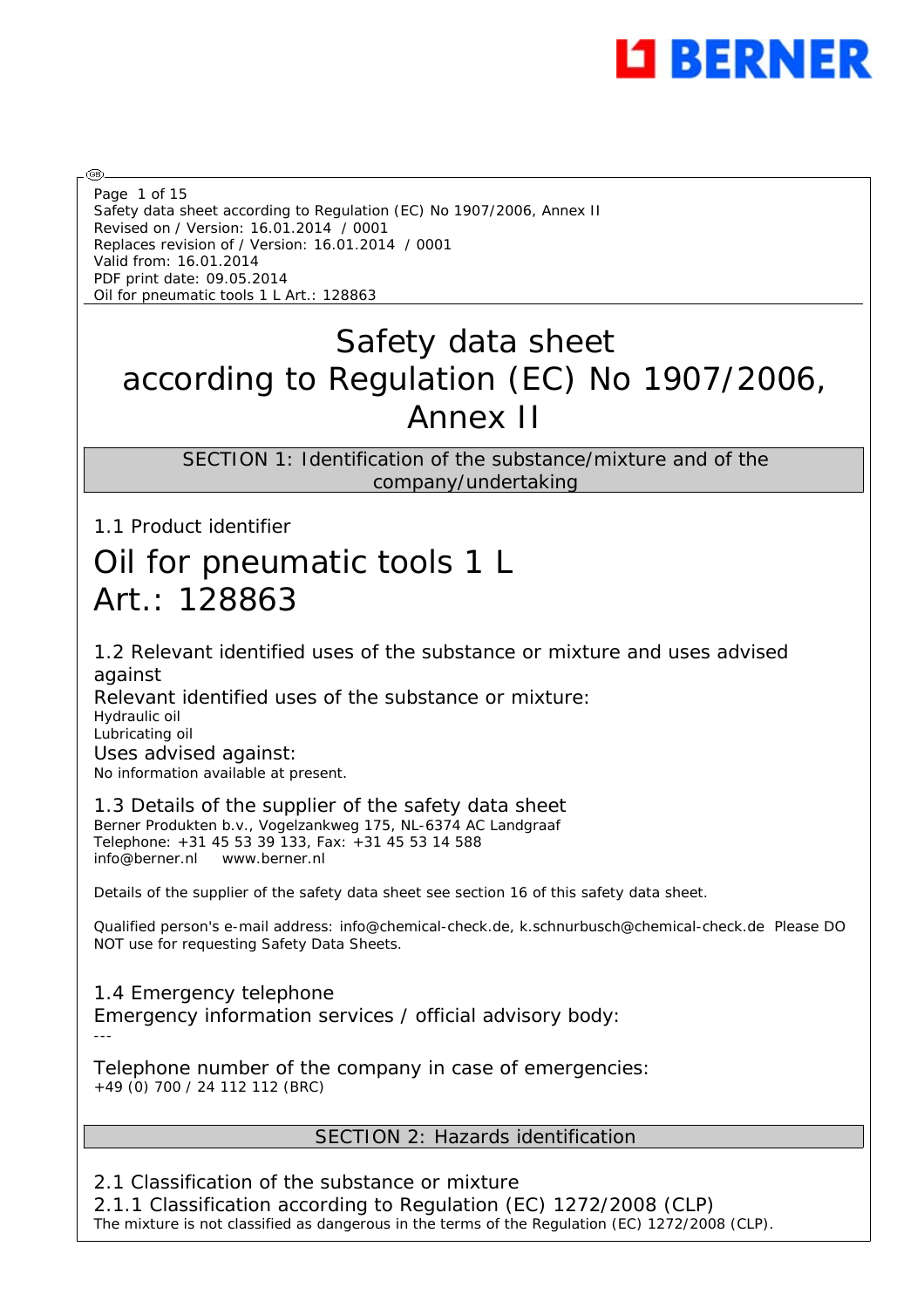Page 1 of 15
Safety data sheet according to Regulation (EC) No 1907/2006, Annex II
Revised on / Version: 16.01.2014 / 0001
Replaces revision of / Version: 16.01.2014 / 0001
Valid from: 16.01.2014
PDF print date: 09.05.2014
Oil for pneumatic tools 1 L Art.: 128863

# Safety data sheet according to Regulation (EC) No 1907/2006, Annex II

## SECTION 1: Identification of the substance/mixture and of the company/undertaking

### 1.1 Product identifier

# Oil for pneumatic tools 1 L
# Art.: 128863

### 1.2 Relevant identified uses of the substance or mixture and uses advised against

Relevant identified uses of the substance or mixture:
Hydraulic oil
Lubricating oil

Uses advised against:
No information available at present.

### 1.3 Details of the supplier of the safety data sheet

Berner Produkten b.v., Vogelzankweg 175, NL-6374 AC Landgraaf
Telephone: +31 45 53 39 133, Fax: +31 45 53 14 588
info@berner.nl www.berner.nl

Details of the supplier of the safety data sheet see section 16 of this safety data sheet.

Qualified person's e-mail address: info@chemical-check.de, k.schnurbusch@chemical-check.de Please DO NOT use for requesting Safety Data Sheets.

### 1.4 Emergency telephone

Emergency information services / official advisory body:
---

Telephone number of the company in case of emergencies:
+49 (0) 700 / 24 112 112 (BRC)

## SECTION 2: Hazards identification

### 2.1 Classification of the substance or mixture

#### 2.1.1 Classification according to Regulation (EC) 1272/2008 (CLP)

The mixture is not classified as dangerous in the terms of the Regulation (EC) 1272/2008 (CLP).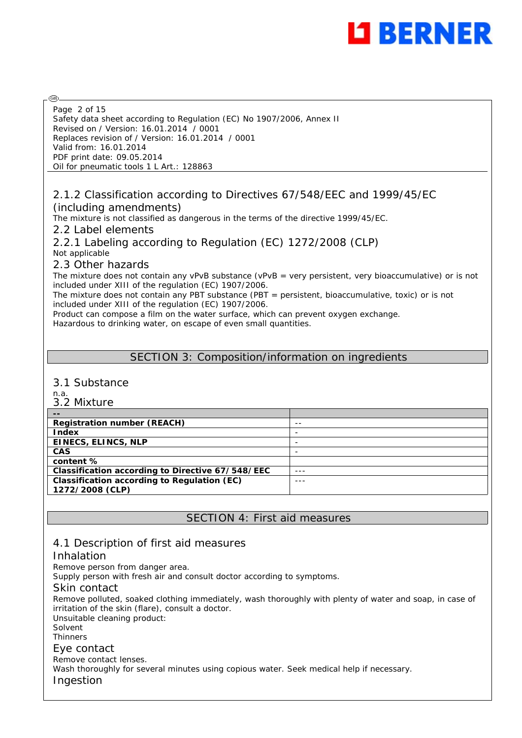### 2.1.2 Classification according to Directives 67/548/EEC and 1999/45/EC (including amendments)

The mixture is not classified as dangerous in the terms of the directive 1999/45/EC.

### 2.2 Label elements

### 2.2.1 Labeling according to Regulation (EC) 1272/2008 (CLP)

Not applicable

### 2.3 Other hazards

The mixture does not contain any vPvB substance (vPvB = very persistent, very bioaccumulative) or is not included under XIII of the regulation (EC) 1907/2006.

The mixture does not contain any PBT substance (PBT = persistent, bioaccumulative, toxic) or is not included under XIII of the regulation (EC) 1907/2006.

Product can compose a film on the water surface, which can prevent oxygen exchange.

Hazardous to drinking water, on escape of even small quantities.

## SECTION 3: Composition/information on ingredients

### 3.1 Substance

n.a.

### 3.2 Mixture

| -- | |
|---|---|
| **Registration number (REACH)** | -- |
| **Index** | - |
| **EINECS, ELINCS, NLP** | - |
| **CAS** | - |
| **content %** | |
| **Classification according to Directive 67/548/EEC** | --- |
| **Classification according to Regulation (EC) 1272/2008 (CLP)** | --- |

## SECTION 4: First aid measures

### 4.1 Description of first aid measures

#### Inhalation

Remove person from danger area.

Supply person with fresh air and consult doctor according to symptoms.

#### Skin contact

Remove polluted, soaked clothing immediately, wash thoroughly with plenty of water and soap, in case of irritation of the skin (flare), consult a doctor.

Unsuitable cleaning product:

Solvent

Thinners

#### Eye contact

Remove contact lenses.

Wash thoroughly for several minutes using copious water. Seek medical help if necessary.

#### Ingestion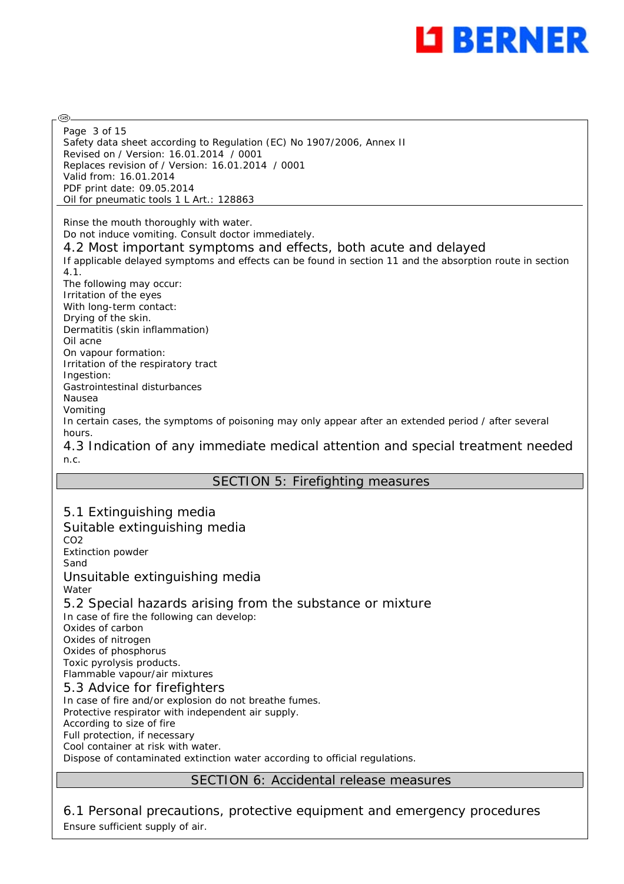Rinse the mouth thoroughly with water.
Do not induce vomiting. Consult doctor immediately.

### 4.2 Most important symptoms and effects, both acute and delayed

If applicable delayed symptoms and effects can be found in section 11 and the absorption route in section 4.1.
The following may occur:
Irritation of the eyes
With long-term contact:
Drying of the skin.
Dermatitis (skin inflammation)
Oil acne
On vapour formation:
Irritation of the respiratory tract
Ingestion:
Gastrointestinal disturbances
Nausea
Vomiting
In certain cases, the symptoms of poisoning may only appear after an extended period / after several hours.

### 4.3 Indication of any immediate medical attention and special treatment needed

n.c.

## SECTION 5: Firefighting measures

### 5.1 Extinguishing media

#### Suitable extinguishing media

$CO_2$
Extinction powder
Sand

#### Unsuitable extinguishing media

Water

### 5.2 Special hazards arising from the substance or mixture

In case of fire the following can develop:
Oxides of carbon
Oxides of nitrogen
Oxides of phosphorus
Toxic pyrolysis products.
Flammable vapour/air mixtures

### 5.3 Advice for firefighters

In case of fire and/or explosion do not breathe fumes.
Protective respirator with independent air supply.
According to size of fire
Full protection, if necessary
Cool container at risk with water.
Dispose of contaminated extinction water according to official regulations.

## SECTION 6: Accidental release measures

### 6.1 Personal precautions, protective equipment and emergency procedures

Ensure sufficient supply of air.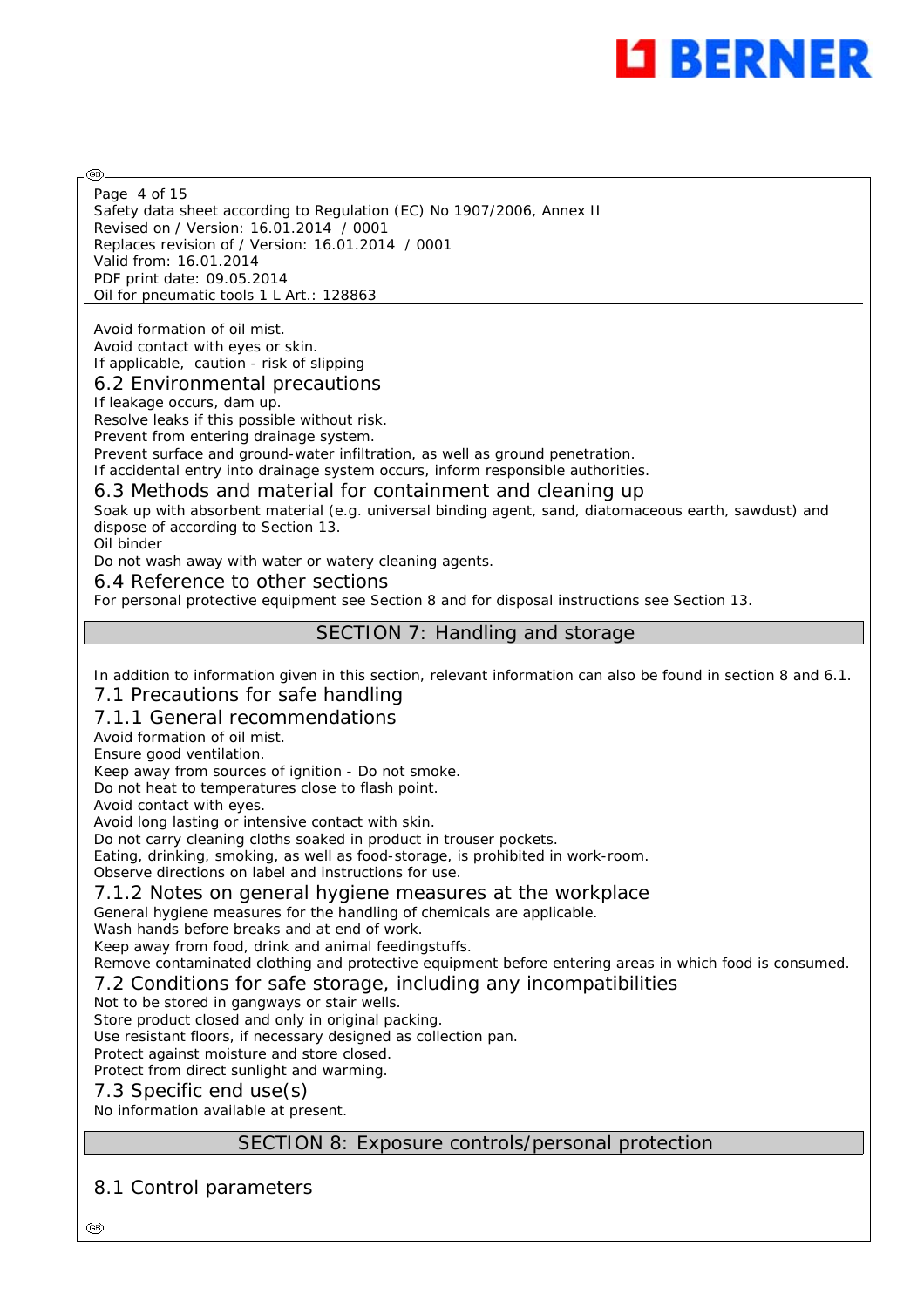Avoid formation of oil mist.
Avoid contact with eyes or skin.
If applicable, caution - risk of slipping

### 6.2 Environmental precautions

If leakage occurs, dam up.
Resolve leaks if this possible without risk.
Prevent from entering drainage system.
Prevent surface and ground-water infiltration, as well as ground penetration.
If accidental entry into drainage system occurs, inform responsible authorities.

### 6.3 Methods and material for containment and cleaning up

Soak up with absorbent material (e.g. universal binding agent, sand, diatomaceous earth, sawdust) and dispose of according to Section 13.
Oil binder
Do not wash away with water or watery cleaning agents.

### 6.4 Reference to other sections

For personal protective equipment see Section 8 and for disposal instructions see Section 13.

## SECTION 7: Handling and storage

In addition to information given in this section, relevant information can also be found in section 8 and 6.1.

### 7.1 Precautions for safe handling

#### 7.1.1 General recommendations

Avoid formation of oil mist.
Ensure good ventilation.
Keep away from sources of ignition - Do not smoke.
Do not heat to temperatures close to flash point.
Avoid contact with eyes.
Avoid long lasting or intensive contact with skin.
Do not carry cleaning cloths soaked in product in trouser pockets.
Eating, drinking, smoking, as well as food-storage, is prohibited in work-room.
Observe directions on label and instructions for use.

#### 7.1.2 Notes on general hygiene measures at the workplace

General hygiene measures for the handling of chemicals are applicable.
Wash hands before breaks and at end of work.
Keep away from food, drink and animal feedingstuffs.
Remove contaminated clothing and protective equipment before entering areas in which food is consumed.

### 7.2 Conditions for safe storage, including any incompatibilities

Not to be stored in gangways or stair wells.
Store product closed and only in original packing.
Use resistant floors, if necessary designed as collection pan.
Protect against moisture and store closed.
Protect from direct sunlight and warming.

### 7.3 Specific end use(s)

No information available at present.

## SECTION 8: Exposure controls/personal protection

### 8.1 Control parameters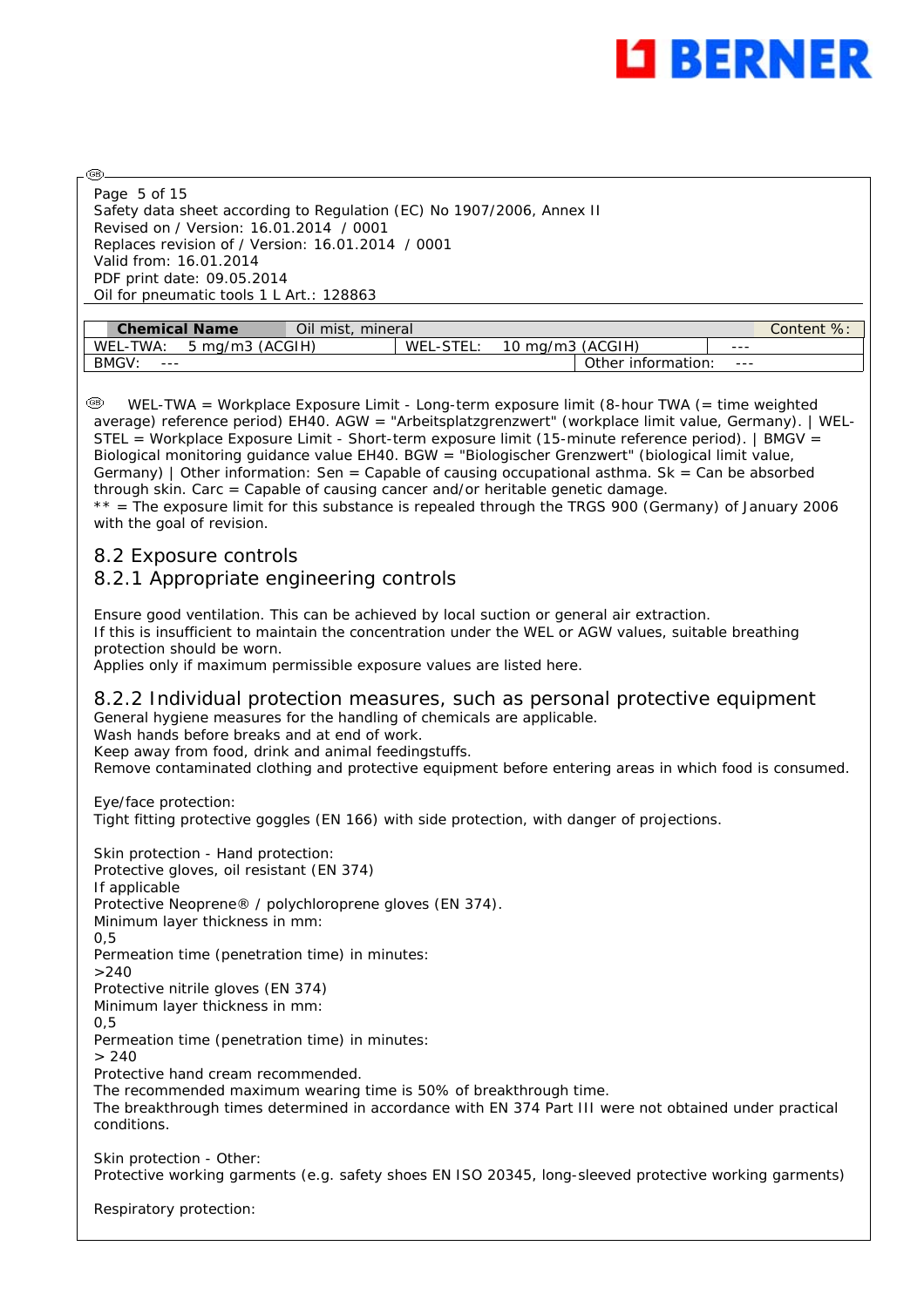| Chemical Name | Oil mist, mineral | | | Content %: |
|---|---|---|---|---|
| WEL-TWA: 5 mg/m3 (ACGIH) | | WEL-STEL: 10 mg/m3 (ACGIH) | --- | |
| BMGV: --- | | | Other information: | --- |

WEL-TWA = Workplace Exposure Limit - Long-term exposure limit (8-hour TWA (= time weighted average) reference period) EH40. AGW = "Arbeitsplatzgrenzwert" (workplace limit value, Germany). | WEL-STEL = Workplace Exposure Limit - Short-term exposure limit (15-minute reference period). | BMGV = Biological monitoring guidance value EH40. BGW = "Biologischer Grenzwert" (biological limit value, Germany) | Other information: Sen = Capable of causing occupational asthma. Sk = Can be absorbed through skin. Carc = Capable of causing cancer and/or heritable genetic damage.
** = The exposure limit for this substance is repealed through the TRGS 900 (Germany) of January 2006 with the goal of revision.

## 8.2 Exposure controls

### 8.2.1 Appropriate engineering controls

Ensure good ventilation. This can be achieved by local suction or general air extraction.
If this is insufficient to maintain the concentration under the WEL or AGW values, suitable breathing protection should be worn.
Applies only if maximum permissible exposure values are listed here.

### 8.2.2 Individual protection measures, such as personal protective equipment

General hygiene measures for the handling of chemicals are applicable.
Wash hands before breaks and at end of work.
Keep away from food, drink and animal feedingstuffs.
Remove contaminated clothing and protective equipment before entering areas in which food is consumed.

Eye/face protection:
Tight fitting protective goggles (EN 166) with side protection, with danger of projections.

Skin protection - Hand protection:
Protective gloves, oil resistant (EN 374)
If applicable
Protective Neoprene® / polychloroprene gloves (EN 374).
Minimum layer thickness in mm:
0,5
Permeation time (penetration time) in minutes:
>240
Protective nitrile gloves (EN 374)
Minimum layer thickness in mm:
0,5
Permeation time (penetration time) in minutes:
> 240
Protective hand cream recommended.
The recommended maximum wearing time is 50% of breakthrough time.
The breakthrough times determined in accordance with EN 374 Part III were not obtained under practical conditions.

Skin protection - Other:
Protective working garments (e.g. safety shoes EN ISO 20345, long-sleeved protective working garments)

Respiratory protection: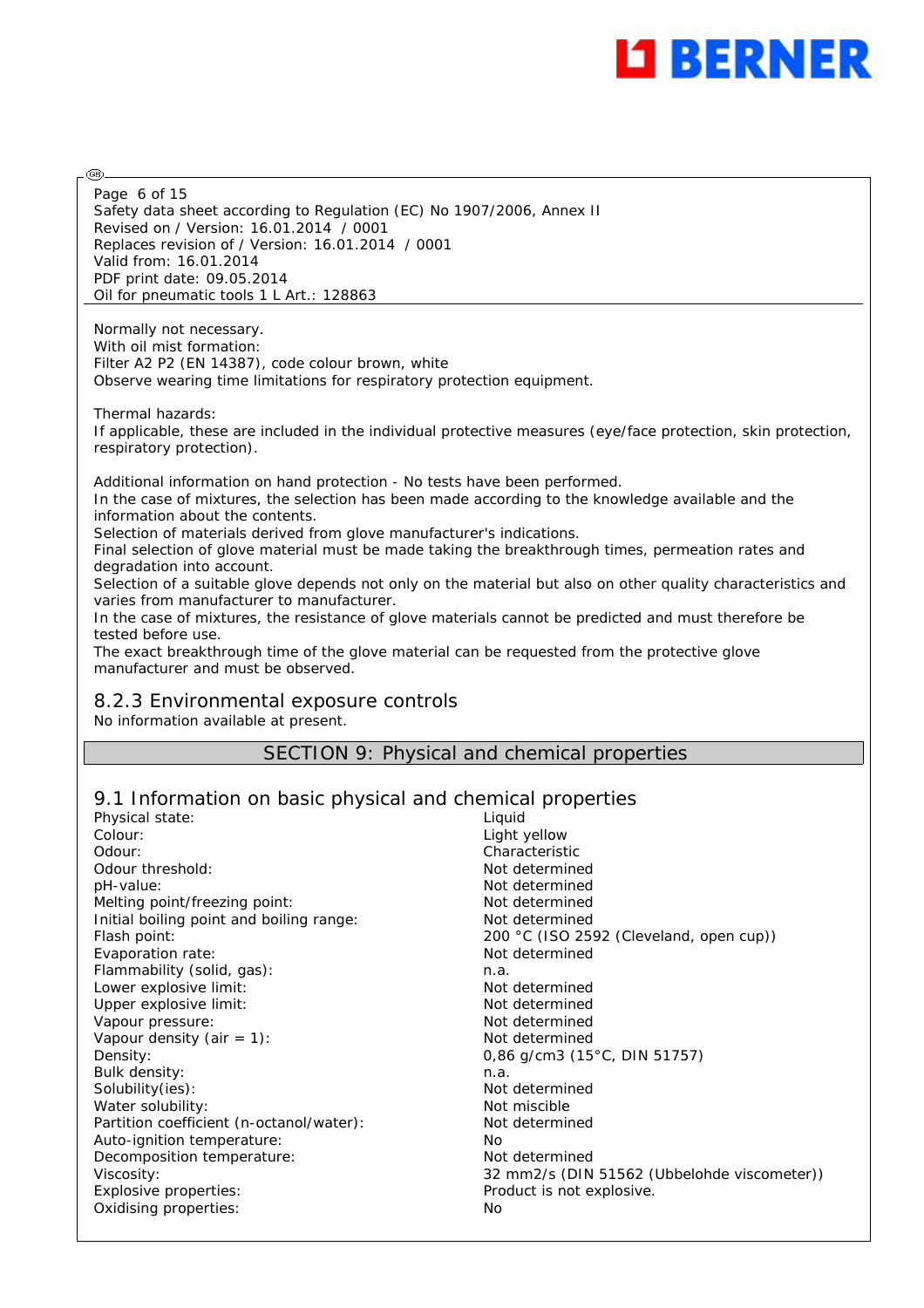Normally not necessary.
With oil mist formation:
Filter A2 P2 (EN 14387), code colour brown, white
Observe wearing time limitations for respiratory protection equipment.

Thermal hazards:
If applicable, these are included in the individual protective measures (eye/face protection, skin protection, respiratory protection).

Additional information on hand protection - No tests have been performed.
In the case of mixtures, the selection has been made according to the knowledge available and the information about the contents.
Selection of materials derived from glove manufacturer's indications.
Final selection of glove material must be made taking the breakthrough times, permeation rates and degradation into account.
Selection of a suitable glove depends not only on the material but also on other quality characteristics and varies from manufacturer to manufacturer.
In the case of mixtures, the resistance of glove materials cannot be predicted and must therefore be tested before use.
The exact breakthrough time of the glove material can be requested from the protective glove manufacturer and must be observed.

### 8.2.3 Environmental exposure controls

No information available at present.

## SECTION 9: Physical and chemical properties

### 9.1 Information on basic physical and chemical properties

| | |
|---|---|
| Physical state: | Liquid |
| Colour: | Light yellow |
| Odour: | Characteristic |
| Odour threshold: | Not determined |
| pH-value: | Not determined |
| Melting point/freezing point: | Not determined |
| Initial boiling point and boiling range: | Not determined |
| Flash point: | 200 °C (ISO 2592 (Cleveland, open cup)) |
| Evaporation rate: | Not determined |
| Flammability (solid, gas): | n.a. |
| Lower explosive limit: | Not determined |
| Upper explosive limit: | Not determined |
| Vapour pressure: | Not determined |
| Vapour density (air = 1): | Not determined |
| Density: | 0,86 g/cm3 (15°C, DIN 51757) |
| Bulk density: | n.a. |
| Solubility(ies): | Not determined |
| Water solubility: | Not miscible |
| Partition coefficient (n-octanol/water): | Not determined |
| Auto-ignition temperature: | No |
| Decomposition temperature: | Not determined |
| Viscosity: | 32 mm2/s (DIN 51562 (Ubbelohde viscometer)) |
| Explosive properties: | Product is not explosive. |
| Oxidising properties: | No |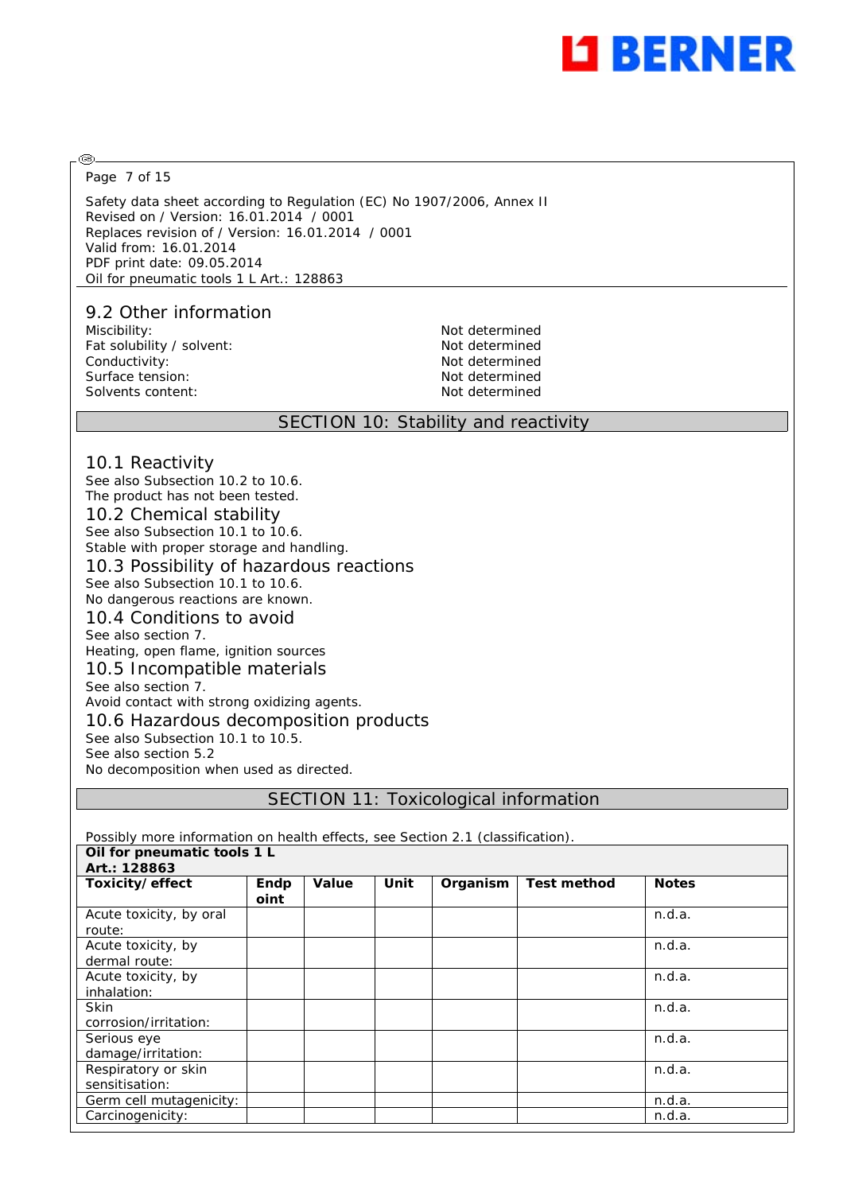Safety data sheet according to Regulation (EC) No 1907/2006, Annex II
Revised on / Version: 16.01.2014 / 0001
Replaces revision of / Version: 16.01.2014 / 0001
Valid from: 16.01.2014
PDF print date: 09.05.2014
Oil for pneumatic tools 1 L Art.: 128863

### 9.2 Other information

| | |
|---|---|
| Miscibility: | Not determined |
| Fat solubility / solvent: | Not determined |
| Conductivity: | Not determined |
| Surface tension: | Not determined |
| Solvents content: | Not determined |

## SECTION 10: Stability and reactivity

### 10.1 Reactivity

See also Subsection 10.2 to 10.6.
The product has not been tested.

### 10.2 Chemical stability

See also Subsection 10.1 to 10.6.
Stable with proper storage and handling.

### 10.3 Possibility of hazardous reactions

See also Subsection 10.1 to 10.6.
No dangerous reactions are known.

### 10.4 Conditions to avoid

See also section 7.
Heating, open flame, ignition sources

### 10.5 Incompatible materials

See also section 7.
Avoid contact with strong oxidizing agents.

### 10.6 Hazardous decomposition products

See also Subsection 10.1 to 10.5.
See also section 5.2
No decomposition when used as directed.

## SECTION 11: Toxicological information

Possibly more information on health effects, see Section 2.1 (classification).

**Oil for pneumatic tools 1 L**
**Art.: 128863**

| Toxicity/effect | Endpoint | Value | Unit | Organism | Test method | Notes |
|---|---|---|---|---|---|---|
| Acute toxicity, by oral route: | | | | | | n.d.a. |
| Acute toxicity, by dermal route: | | | | | | n.d.a. |
| Acute toxicity, by inhalation: | | | | | | n.d.a. |
| Skin corrosion/irritation: | | | | | | n.d.a. |
| Serious eye damage/irritation: | | | | | | n.d.a. |
| Respiratory or skin sensitisation: | | | | | | n.d.a. |
| Germ cell mutagenicity: | | | | | | n.d.a. |
| Carcinogenicity: | | | | | | n.d.a. |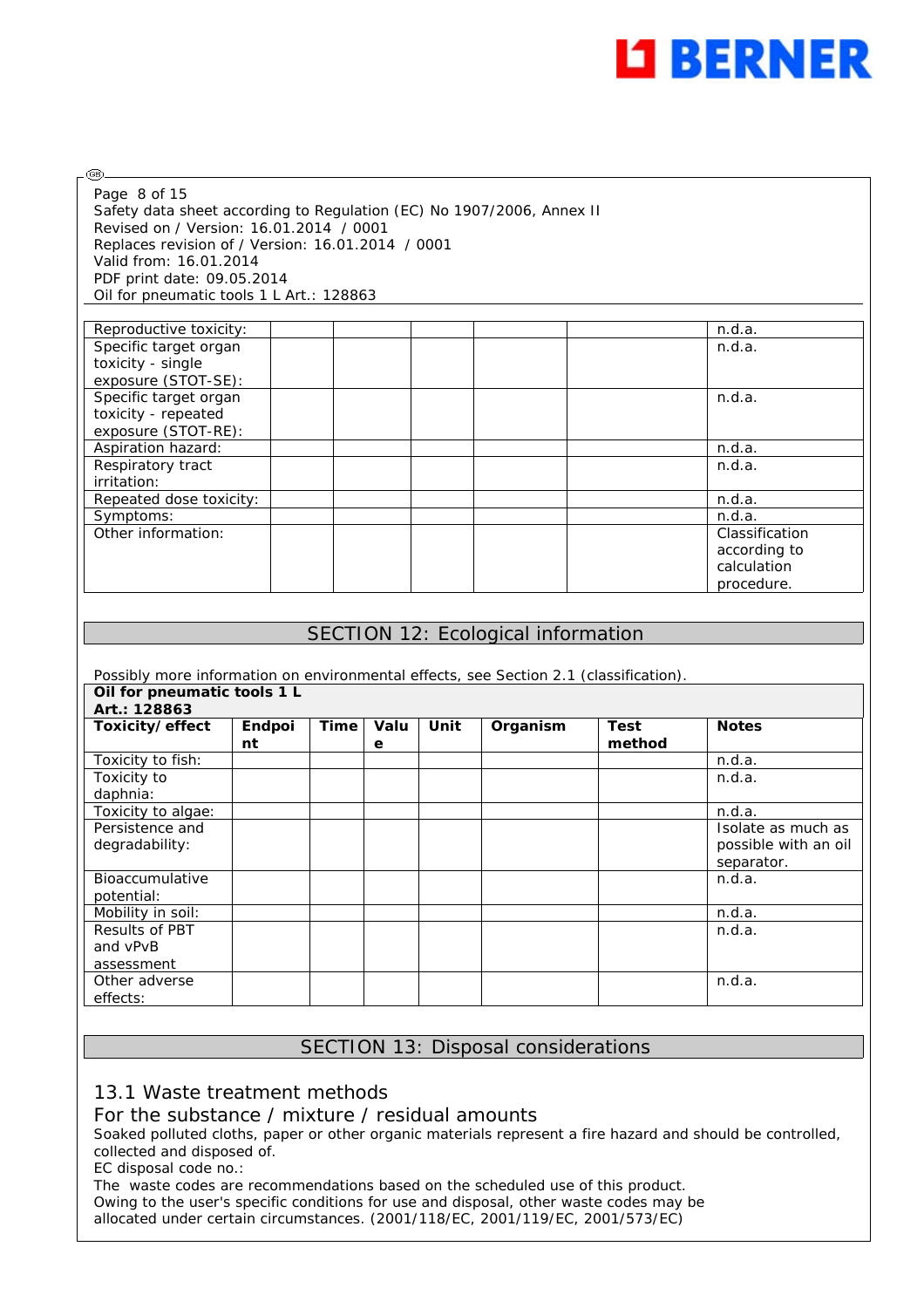| Reproductive toxicity: | | | | | | n.d.a. |
|---|---|---|---|---|---|---|
| Specific target organ toxicity - single exposure (STOT-SE): | | | | | | n.d.a. |
| Specific target organ toxicity - repeated exposure (STOT-RE): | | | | | | n.d.a. |
| Aspiration hazard: | | | | | | n.d.a. |
| Respiratory tract irritation: | | | | | | n.d.a. |
| Repeated dose toxicity: | | | | | | n.d.a. |
| Symptoms: | | | | | | n.d.a. |
| Other information: | | | | | | Classification according to calculation procedure. |

## SECTION 12: Ecological information

Possibly more information on environmental effects, see Section 2.1 (classification).

| **Oil for pneumatic tools 1 L Art.: 128863** | | | | | | | |
|---|---|---|---|---|---|---|---|
| **Toxicity/effect** | **Endpoint** | **Time** | **Value** | **Unit** | **Organism** | **Test method** | **Notes** |
| Toxicity to fish: | | | | | | | n.d.a. |
| Toxicity to daphnia: | | | | | | | n.d.a. |
| Toxicity to algae: | | | | | | | n.d.a. |
| Persistence and degradability: | | | | | | | Isolate as much as possible with an oil separator. |
| Bioaccumulative potential: | | | | | | | n.d.a. |
| Mobility in soil: | | | | | | | n.d.a. |
| Results of PBT and vPvB assessment | | | | | | | n.d.a. |
| Other adverse effects: | | | | | | | n.d.a. |

## SECTION 13: Disposal considerations

### 13.1 Waste treatment methods

### For the substance / mixture / residual amounts

Soaked polluted cloths, paper or other organic materials represent a fire hazard and should be controlled, collected and disposed of.

EC disposal code no.:

The waste codes are recommendations based on the scheduled use of this product.
Owing to the user's specific conditions for use and disposal, other waste codes may be allocated under certain circumstances. (2001/118/EC, 2001/119/EC, 2001/573/EC)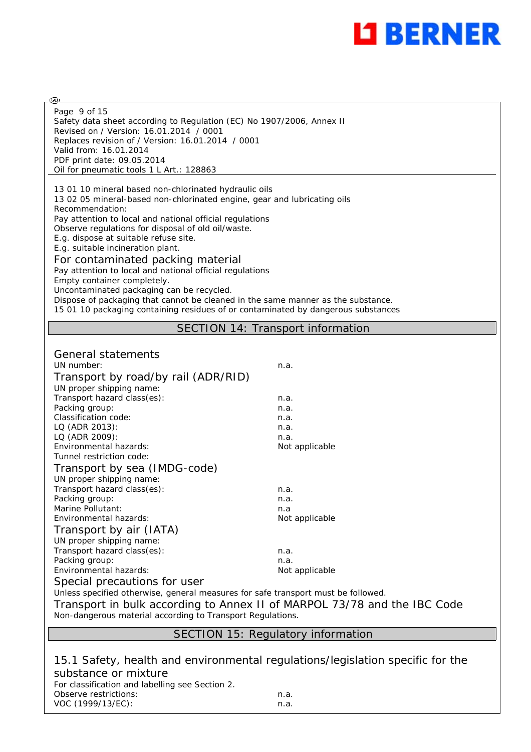13 01 10 mineral based non-chlorinated hydraulic oils
13 02 05 mineral-based non-chlorinated engine, gear and lubricating oils
Recommendation:
Pay attention to local and national official regulations
Observe regulations for disposal of old oil/waste.
E.g. dispose at suitable refuse site.
E.g. suitable incineration plant.

### For contaminated packing material

Pay attention to local and national official regulations
Empty container completely.
Uncontaminated packaging can be recycled.
Dispose of packaging that cannot be cleaned in the same manner as the substance.
15 01 10 packaging containing residues of or contaminated by dangerous substances

## SECTION 14: Transport information

### General statements

| | |
|---|---|
| UN number: | n.a. |

### Transport by road/by rail (ADR/RID)

| | |
|---|---|
| UN proper shipping name: | |
| Transport hazard class(es): | n.a. |
| Packing group: | n.a. |
| Classification code: | n.a. |
| LQ (ADR 2013): | n.a. |
| LQ (ADR 2009): | n.a. |
| Environmental hazards: | Not applicable |
| Tunnel restriction code: | |

### Transport by sea (IMDG-code)

| | |
|---|---|
| UN proper shipping name: | |
| Transport hazard class(es): | n.a. |
| Packing group: | n.a. |
| Marine Pollutant: | n.a |
| Environmental hazards: | Not applicable |

### Transport by air (IATA)

| | |
|---|---|
| UN proper shipping name: | |
| Transport hazard class(es): | n.a. |
| Packing group: | n.a. |
| Environmental hazards: | Not applicable |

### Special precautions for user

Unless specified otherwise, general measures for safe transport must be followed.

### Transport in bulk according to Annex II of MARPOL 73/78 and the IBC Code

Non-dangerous material according to Transport Regulations.

## SECTION 15: Regulatory information

### 15.1 Safety, health and environmental regulations/legislation specific for the substance or mixture

For classification and labelling see Section 2.

| | |
|---|---|
| Observe restrictions: | n.a. |
| VOC (1999/13/EC): | n.a. |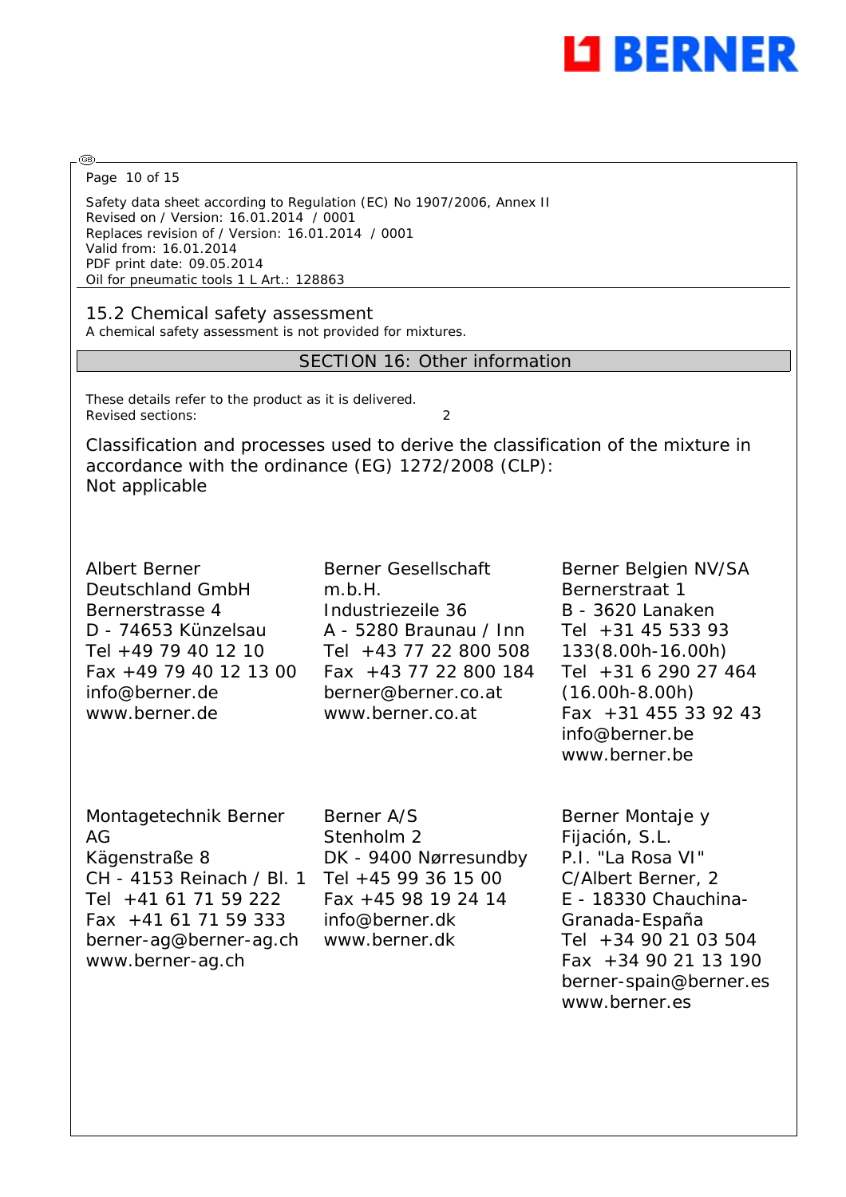Safety data sheet according to Regulation (EC) No 1907/2006, Annex II
Revised on / Version: 16.01.2014 / 0001
Replaces revision of / Version: 16.01.2014 / 0001
Valid from: 16.01.2014
PDF print date: 09.05.2014
Oil for pneumatic tools 1 L Art.: 128863

### 15.2 Chemical safety assessment

A chemical safety assessment is not provided for mixtures.

## SECTION 16: Other information

These details refer to the product as it is delivered.
Revised sections: 2

Classification and processes used to derive the classification of the mixture in accordance with the ordinance (EG) 1272/2008 (CLP):
Not applicable

Albert Berner
Deutschland GmbH
Bernerstrasse 4
D - 74653 Künzelsau
Tel +49 79 40 12 10
Fax +49 79 40 12 13 00
info@berner.de
www.berner.de

Berner Gesellschaft
m.b.H.
Industriezeile 36
A - 5280 Braunau / Inn
Tel +43 77 22 800 508
Fax +43 77 22 800 184
berner@berner.co.at
www.berner.co.at

Berner Belgien NV/SA
Bernerstraat 1
B - 3620 Lanaken
Tel +31 45 533 93 133(8.00h-16.00h)
Tel +31 6 290 27 464 (16.00h-8.00h)
Fax +31 455 33 92 43
info@berner.be
www.berner.be

Montagetechnik Berner AG
Kägenstraße 8
CH - 4153 Reinach / Bl. 1
Tel +41 61 71 59 222
Fax +41 61 71 59 333
berner-ag@berner-ag.ch
www.berner-ag.ch

Berner A/S
Stenholm 2
DK - 9400 Nørresundby
Tel +45 99 36 15 00
Fax +45 98 19 24 14
info@berner.dk
www.berner.dk

Berner Montaje y Fijación, S.L.
P.I. "La Rosa VI"
C/Albert Berner, 2
E - 18330 Chauchina-Granada-España
Tel +34 90 21 03 504
Fax +34 90 21 13 190
berner-spain@berner.es
www.berner.es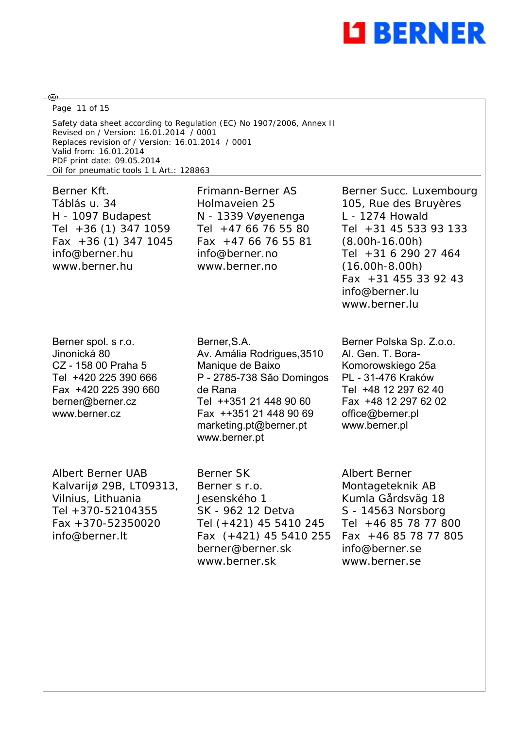Berner Kft.
Táblás u. 34
H - 1097 Budapest
Tel +36 (1) 347 1059
Fax +36 (1) 347 1045
info@berner.hu
www.berner.hu

Frimann-Berner AS
Holmaveien 25
N - 1339 Vøyenenga
Tel +47 66 76 55 80
Fax +47 66 76 55 81
info@berner.no
www.berner.no

Berner Succ. Luxembourg
105, Rue des Bruyères
L - 1274 Howald
Tel +31 45 533 93 133
(8.00h-16.00h)
Tel +31 6 290 27 464
(16.00h-8.00h)
Fax +31 455 33 92 43
info@berner.lu
www.berner.lu

Berner spol. s r.o.
Jinonická 80
CZ - 158 00 Praha 5
Tel +420 225 390 666
Fax +420 225 390 660
berner@berner.cz
www.berner.cz

Berner,S.A.
Av. Amália Rodrigues,3510
Manique de Baixo
P - 2785-738 São Domingos de Rana
Tel ++351 21 448 90 60
Fax ++351 21 448 90 69
marketing.pt@berner.pt
www.berner.pt

Berner Polska Sp. Z.o.o.
Al. Gen. T. Bora-Komorowskiego 25a
PL - 31-476 Kraków
Tel +48 12 297 62 40
Fax +48 12 297 62 02
office@berner.pl
www.berner.pl

Albert Berner UAB
Kalvarijø 29B, LT09313,
Vilnius, Lithuania
Tel +370-52104355
Fax +370-52350020
info@berner.lt

Berner SK
Berner s r.o.
Jesenského 1
SK - 962 12 Detva
Tel (+421) 45 5410 245
Fax (+421) 45 5410 255
berner@berner.sk
www.berner.sk

Albert Berner Montageteknik AB
Kumla Gårdsväg 18
S - 14563 Norsborg
Tel +46 85 78 77 800
Fax +46 85 78 77 805
info@berner.se
www.berner.se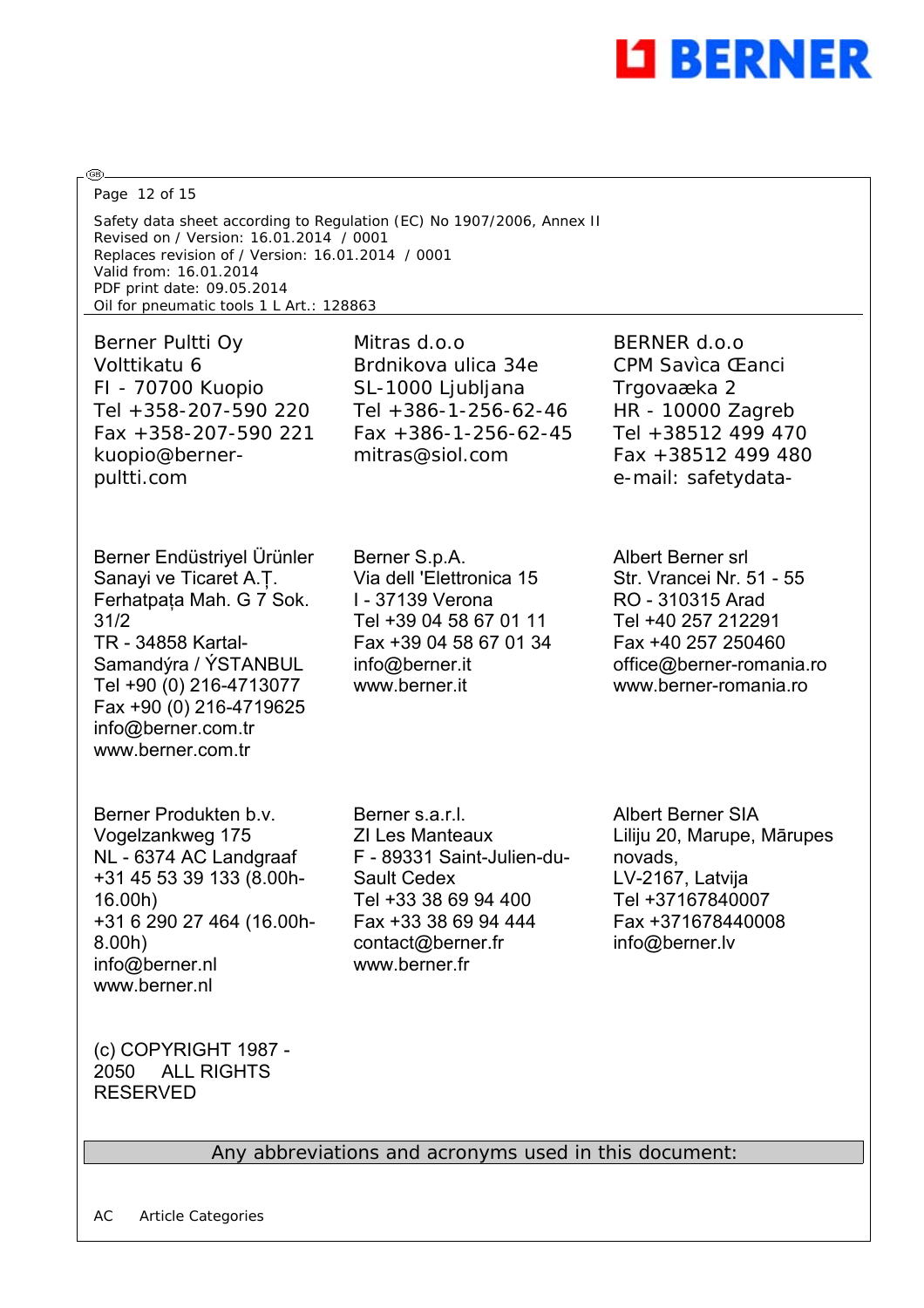Safety data sheet according to Regulation (EC) No 1907/2006, Annex II
Revised on / Version: 16.01.2014 / 0001
Replaces revision of / Version: 16.01.2014 / 0001
Valid from: 16.01.2014
PDF print date: 09.05.2014
Oil for pneumatic tools 1 L Art.: 128863

Berner Pultti Oy
Volttikatu 6
FI - 70700 Kuopio
Tel +358-207-590 220
Fax +358-207-590 221
kuopio@berner-pultti.com

Mitras d.o.o
Brdnikova ulica 34e
SL-1000 Ljubljana
Tel +386-1-256-62-46
Fax +386-1-256-62-45
mitras@siol.com

BERNER d.o.o
CPM Savìca Œanci
Trgovaæka 2
HR - 10000 Zagreb
Tel +38512 499 470
Fax +38512 499 480
e-mail: safetydata-

Berner Endüstriyel Ürünler Sanayi ve Ticaret A.Ț.
Ferhatpața Mah. G 7 Sok. 31/2
TR - 34858 Kartal-Samandýra / ÝSTANBUL
Tel +90 (0) 216-4713077
Fax +90 (0) 216-4719625
info@berner.com.tr
www.berner.com.tr

Berner S.p.A.
Via dell 'Elettronica 15
I - 37139 Verona
Tel +39 04 58 67 01 11
Fax +39 04 58 67 01 34
info@berner.it
www.berner.it

Albert Berner srl
Str. Vrancei Nr. 51 - 55
RO - 310315 Arad
Tel +40 257 212291
Fax +40 257 250460
office@berner-romania.ro
www.berner-romania.ro

Berner Produkten b.v.
Vogelzankweg 175
NL - 6374 AC Landgraaf
+31 45 53 39 133 (8.00h-16.00h)
+31 6 290 27 464 (16.00h-8.00h)
info@berner.nl
www.berner.nl

Berner s.a.r.l.
ZI Les Manteaux
F - 89331 Saint-Julien-du-Sault Cedex
Tel +33 38 69 94 400
Fax +33 38 69 94 444
contact@berner.fr
www.berner.fr

Albert Berner SIA
Liliju 20, Marupe, Mārupes novads,
LV-2167, Latvija
Tel +37167840007
Fax +371678440008
info@berner.lv

(c) COPYRIGHT 1987 - 2050 ALL RIGHTS RESERVED

## Any abbreviations and acronyms used in this document:

AC Article Categories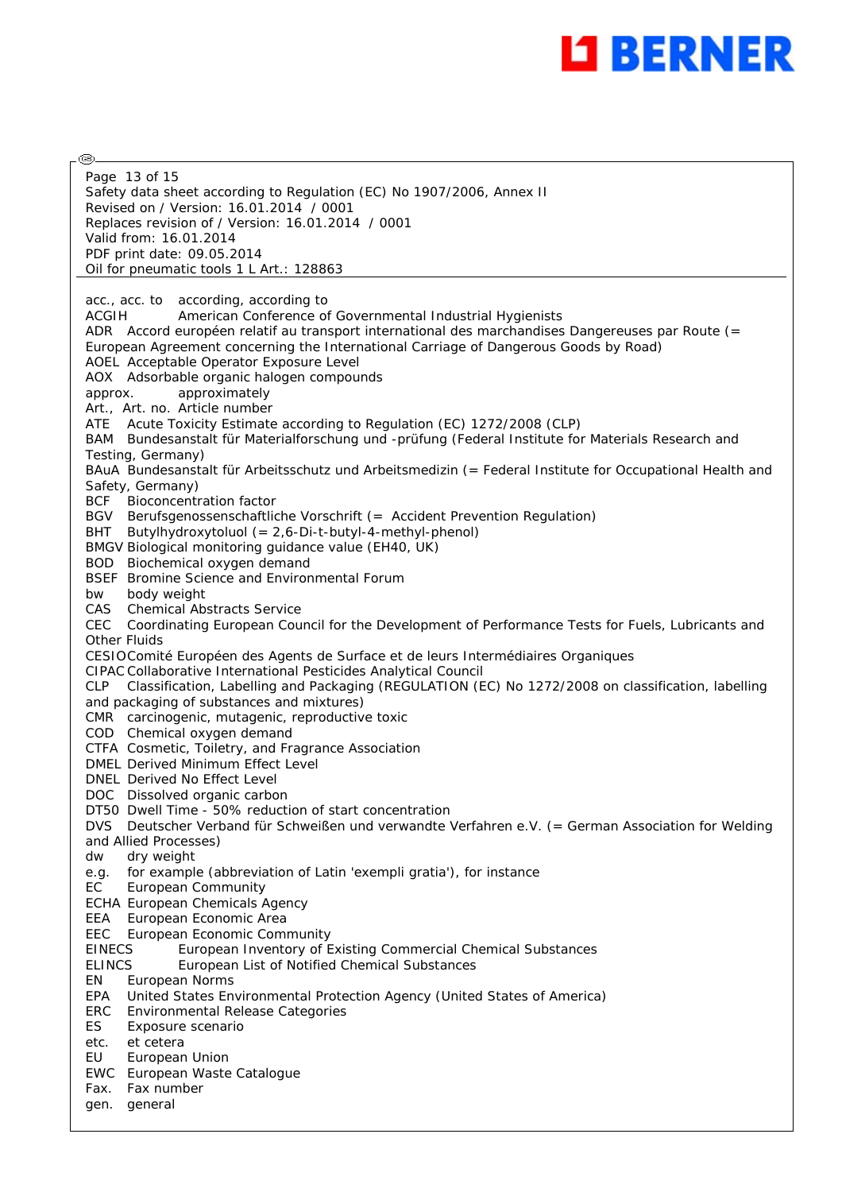Safety data sheet according to Regulation (EC) No 1907/2006, Annex II
Revised on / Version: 16.01.2014 / 0001
Replaces revision of / Version: 16.01.2014 / 0001
Valid from: 16.01.2014
PDF print date: 09.05.2014
Oil for pneumatic tools 1 L Art.: 128863

acc., acc. to according, according to
ACGIH American Conference of Governmental Industrial Hygienists
ADR Accord européen relatif au transport international des marchandises Dangereuses par Route (= European Agreement concerning the International Carriage of Dangerous Goods by Road)
AOEL Acceptable Operator Exposure Level
AOX Adsorbable organic halogen compounds
approx. approximately
Art., Art. no. Article number
ATE Acute Toxicity Estimate according to Regulation (EC) 1272/2008 (CLP)
BAM Bundesanstalt für Materialforschung und -prüfung (Federal Institute for Materials Research and Testing, Germany)
BAuA Bundesanstalt für Arbeitsschutz und Arbeitsmedizin (= Federal Institute for Occupational Health and Safety, Germany)
BCF Bioconcentration factor
BGV Berufsgenossenschaftliche Vorschrift (= Accident Prevention Regulation)
BHT Butylhydroxytoluol (= 2,6-Di-t-butyl-4-methyl-phenol)
BMGV Biological monitoring guidance value (EH40, UK)
BOD Biochemical oxygen demand
BSEF Bromine Science and Environmental Forum
bw body weight
CAS Chemical Abstracts Service
CEC Coordinating European Council for the Development of Performance Tests for Fuels, Lubricants and Other Fluids
CESIO Comité Européen des Agents de Surface et de leurs Intermédiaires Organiques
CIPAC Collaborative International Pesticides Analytical Council
CLP Classification, Labelling and Packaging (REGULATION (EC) No 1272/2008 on classification, labelling and packaging of substances and mixtures)
CMR carcinogenic, mutagenic, reproductive toxic
COD Chemical oxygen demand
CTFA Cosmetic, Toiletry, and Fragrance Association
DMEL Derived Minimum Effect Level
DNEL Derived No Effect Level
DOC Dissolved organic carbon
DT50 Dwell Time - 50% reduction of start concentration
DVS Deutscher Verband für Schweißen und verwandte Verfahren e.V. (= German Association for Welding and Allied Processes)
dw dry weight
e.g. for example (abbreviation of Latin 'exempli gratia'), for instance
EC European Community
ECHA European Chemicals Agency
EEA European Economic Area
EEC European Economic Community
EINECS European Inventory of Existing Commercial Chemical Substances
ELINCS European List of Notified Chemical Substances
EN European Norms
EPA United States Environmental Protection Agency (United States of America)
ERC Environmental Release Categories
ES Exposure scenario
etc. et cetera
EU European Union
EWC European Waste Catalogue
Fax. Fax number
gen. general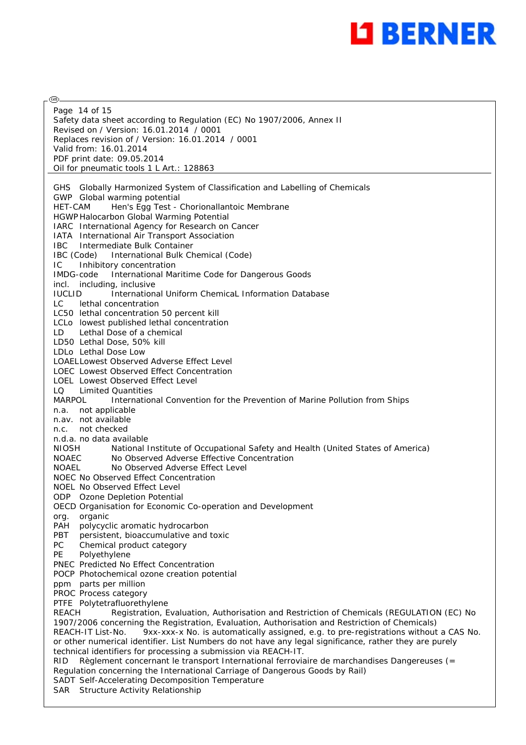Safety data sheet according to Regulation (EC) No 1907/2006, Annex II
Revised on / Version: 16.01.2014 / 0001
Replaces revision of / Version: 16.01.2014 / 0001
Valid from: 16.01.2014
PDF print date: 09.05.2014
Oil for pneumatic tools 1 L Art.: 128863

GHS Globally Harmonized System of Classification and Labelling of Chemicals
GWP Global warming potential
HET-CAM Hen's Egg Test - Chorionallantoic Membrane
HGWP Halocarbon Global Warming Potential
IARC International Agency for Research on Cancer
IATA International Air Transport Association
IBC Intermediate Bulk Container
IBC (Code) International Bulk Chemical (Code)
IC Inhibitory concentration
IMDG-code International Maritime Code for Dangerous Goods
incl. including, inclusive
IUCLID International Uniform ChemicaL Information Database
LC lethal concentration
LC50 lethal concentration 50 percent kill
LCLo lowest published lethal concentration
LD Lethal Dose of a chemical
LD50 Lethal Dose, 50% kill
LDLo Lethal Dose Low
LOAEL Lowest Observed Adverse Effect Level
LOEC Lowest Observed Effect Concentration
LOEL Lowest Observed Effect Level
LQ Limited Quantities
MARPOL International Convention for the Prevention of Marine Pollution from Ships
n.a. not applicable
n.av. not available
n.c. not checked
n.d.a. no data available
NIOSH National Institute of Occupational Safety and Health (United States of America)
NOAEC No Observed Adverse Effective Concentration
NOAEL No Observed Adverse Effect Level
NOEC No Observed Effect Concentration
NOEL No Observed Effect Level
ODP Ozone Depletion Potential
OECD Organisation for Economic Co-operation and Development
org. organic
PAH polycyclic aromatic hydrocarbon
PBT persistent, bioaccumulative and toxic
PC Chemical product category
PE Polyethylene
PNEC Predicted No Effect Concentration
POCP Photochemical ozone creation potential
ppm parts per million
PROC Process category
PTFE Polytetrafluorethylene
REACH Registration, Evaluation, Authorisation and Restriction of Chemicals (REGULATION (EC) No 1907/2006 concerning the Registration, Evaluation, Authorisation and Restriction of Chemicals)
REACH-IT List-No. 9xx-xxx-x No. is automatically assigned, e.g. to pre-registrations without a CAS No. or other numerical identifier. List Numbers do not have any legal significance, rather they are purely technical identifiers for processing a submission via REACH-IT.
RID Règlement concernant le transport International ferroviaire de marchandises Dangereuses (= Regulation concerning the International Carriage of Dangerous Goods by Rail)
SADT Self-Accelerating Decomposition Temperature
SAR Structure Activity Relationship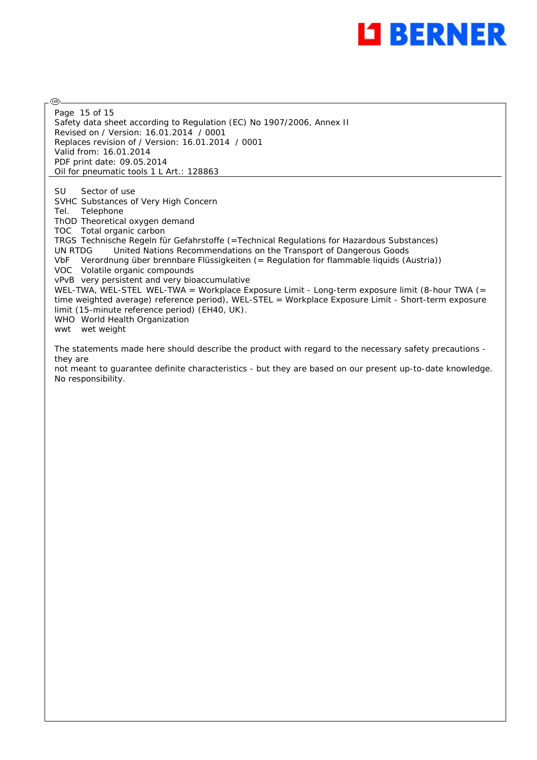SU Sector of use
SVHC Substances of Very High Concern
Tel. Telephone
ThOD Theoretical oxygen demand
TOC Total organic carbon
TRGS Technische Regeln für Gefahrstoffe (=Technical Regulations for Hazardous Substances)
UN RTDG United Nations Recommendations on the Transport of Dangerous Goods
VbF Verordnung über brennbare Flüssigkeiten (= Regulation for flammable liquids (Austria))
VOC Volatile organic compounds
vPvB very persistent and very bioaccumulative
WEL-TWA, WEL-STEL WEL-TWA = Workplace Exposure Limit - Long-term exposure limit (8-hour TWA (= time weighted average) reference period), WEL-STEL = Workplace Exposure Limit - Short-term exposure limit (15-minute reference period) (EH40, UK).
WHO World Health Organization
wwt wet weight

The statements made here should describe the product with regard to the necessary safety precautions - they are
not meant to guarantee definite characteristics - but they are based on our present up-to-date knowledge.
No responsibility.